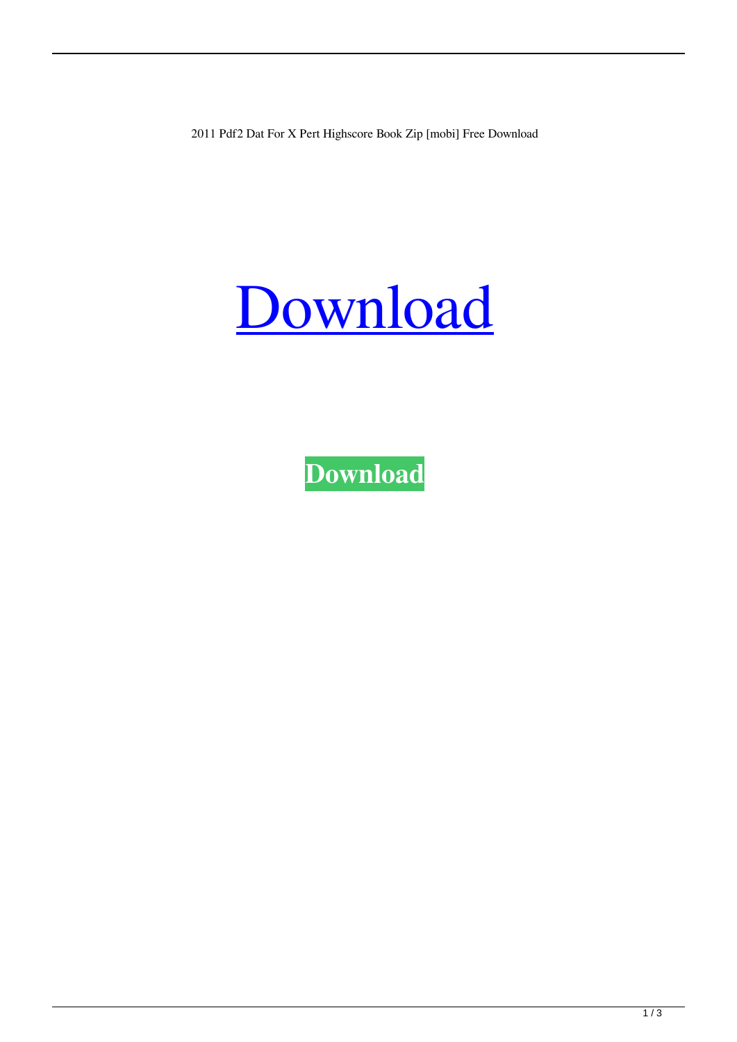2011 Pdf2 Dat For X Pert Highscore Book Zip [mobi] Free Download

# Download

**Download**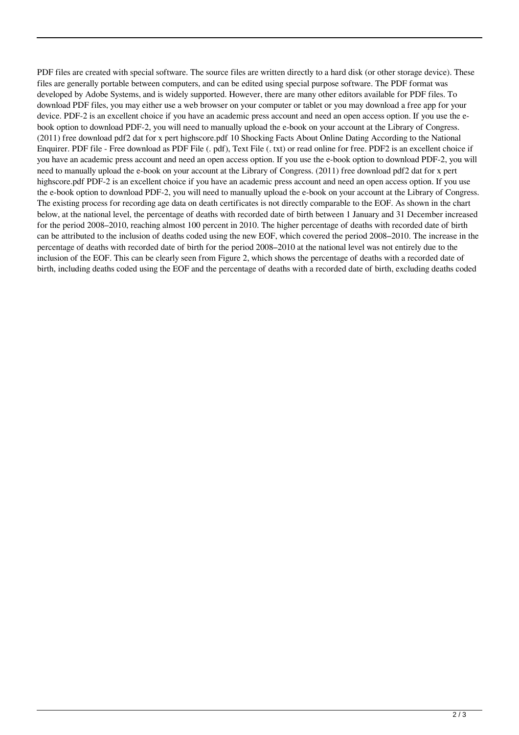PDF files are created with special software. The source files are written directly to a hard disk (or other storage device). These files are generally portable between computers, and can be edited using special purpose software. The PDF format was developed by Adobe Systems, and is widely supported. However, there are many other editors available for PDF files. To download PDF files, you may either use a web browser on your computer or tablet or you may download a free app for your device. PDF-2 is an excellent choice if you have an academic press account and need an open access option. If you use the e-book option to download PDF-2, you will need to manually upload the e-book on your account at the Library of Congress. (2011) free download pdf2 dat for x pert highscore.pdf 10 Shocking Facts About Online Dating According to the National Enquirer. PDF file - Free download as PDF File (. pdf), Text File (. txt) or read online for free. PDF2 is an excellent choice if you have an academic press account and need an open access option. If you use the e-book option to download PDF-2, you will need to manually upload the e-book on your account at the Library of Congress. (2011) free download pdf2 dat for x pert highscore.pdf PDF-2 is an excellent choice if you have an academic press account and need an open access option. If you use the e-book option to download PDF-2, you will need to manually upload the e-book on your account at the Library of Congress. The existing process for recording age data on death certificates is not directly comparable to the EOF. As shown in the chart below, at the national level, the percentage of deaths with recorded date of birth between 1 January and 31 December increased for the period 2008–2010, reaching almost 100 percent in 2010. The higher percentage of deaths with recorded date of birth can be attributed to the inclusion of deaths coded using the new EOF, which covered the period 2008–2010. The increase in the percentage of deaths with recorded date of birth for the period 2008–2010 at the national level was not entirely due to the inclusion of the EOF. This can be clearly seen from Figure 2, which shows the percentage of deaths with a recorded date of birth, including deaths coded using the EOF and the percentage of deaths with a recorded date of birth, excluding deaths coded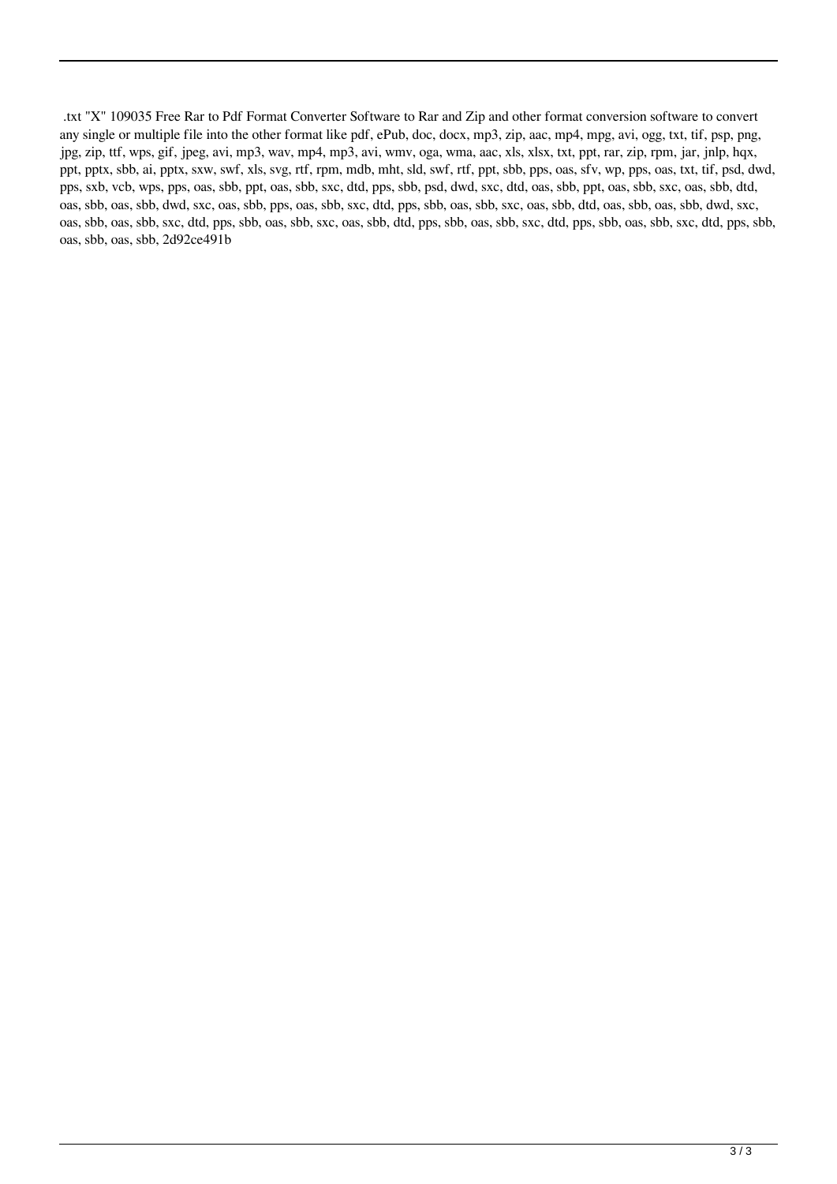.txt "X" 109035 Free Rar to Pdf Format Converter Software to Rar and Zip and other format conversion software to convert any single or multiple file into the other format like pdf, ePub, doc, docx, mp3, zip, aac, mp4, mpg, avi, ogg, txt, tif, psp, png, jpg, zip, ttf, wps, gif, jpeg, avi, mp3, wav, mp4, mp3, avi, wmv, oga, wma, aac, xls, xlsx, txt, ppt, rar, zip, rpm, jar, jnlp, hqx, ppt, pptx, sbb, ai, pptx, sxw, swf, xls, svg, rtf, rpm, mdb, mht, sld, swf, rtf, ppt, sbb, pps, oas, sfv, wp, pps, oas, txt, tif, psd, dwd, pps, sxb, vcb, wps, pps, oas, sbb, ppt, oas, sbb, sxc, dtd, pps, sbb, psd, dwd, sxc, dtd, oas, sbb, ppt, oas, sbb, sxc, oas, sbb, dtd, oas, sbb, oas, sbb, dwd, sxc, oas, sbb, pps, oas, sbb, sxc, dtd, pps, sbb, oas, sbb, sxc, oas, sbb, dtd, oas, sbb, oas, sbb, dwd, sxc, oas, sbb, oas, sbb, sxc, dtd, pps, sbb, oas, sbb, sxc, oas, sbb, dtd, pps, sbb, oas, sbb, sxc, dtd, pps, sbb, oas, sbb, sxc, dtd, pps, sbb, oas, sbb, oas, sbb, 2d92ce491b